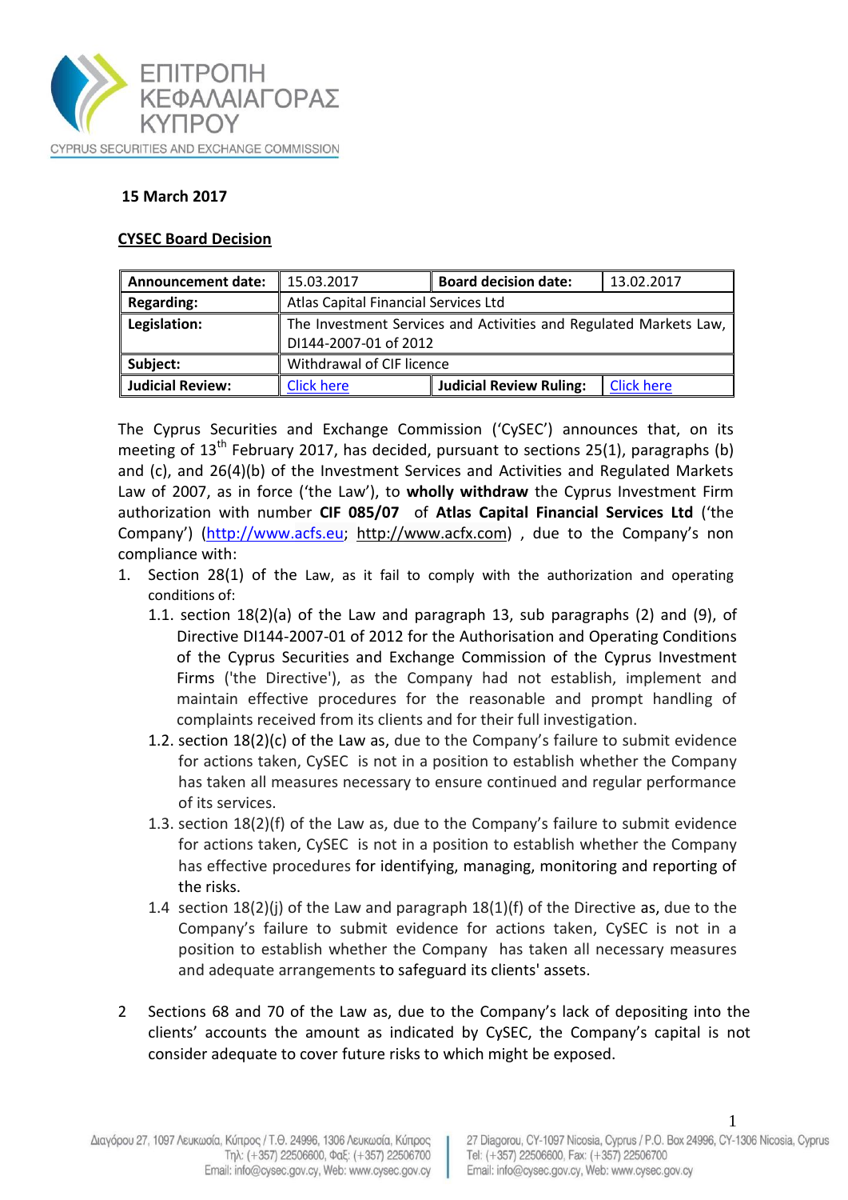ΕΠΙΤΡΟΠΗ ΚΕΦΑΛΑΙΑΓΟΡΑΣ ΚΥΠΡΟΥ

CYPRUS SECURITIES AND EXCHANGE COMMISSION

**15 March 2017**

**CYSEC Board Decision**

| **Announcement date:** | 15.03.2017 | **Board decision date:** | 13.02.2017 |
|---|---|---|---|
| **Regarding:** | Atlas Capital Financial Services Ltd | | |
| **Legislation:** | The Investment Services and Activities and Regulated Markets Law, DI144-2007-01 of 2012 | | |
| **Subject:** | Withdrawal of CIF licence | | |
| **Judicial Review:** | Click here | **Judicial Review Ruling:** | Click here |

The Cyprus Securities and Exchange Commission ('CySEC') announces that, on its meeting of 13th February 2017, has decided, pursuant to sections 25(1), paragraphs (b) and (c), and 26(4)(b) of the Investment Services and Activities and Regulated Markets Law of 2007, as in force ('the Law'), to **wholly withdraw** the Cyprus Investment Firm authorization with number **CIF 085/07** of **Atlas Capital Financial Services Ltd** ('the Company') (http://www.acfs.eu; http://www.acfx.com) , due to the Company's non compliance with:

1. Section 28(1) of the Law, as it fail to comply with the authorization and operating conditions of:
   1.1. section 18(2)(a) of the Law and paragraph 13, sub paragraphs (2) and (9), of Directive DI144-2007-01 of 2012 for the Authorisation and Operating Conditions of the Cyprus Securities and Exchange Commission of the Cyprus Investment Firms ('the Directive'), as the Company had not establish, implement and maintain effective procedures for the reasonable and prompt handling of complaints received from its clients and for their full investigation.
   1.2. section 18(2)(c) of the Law as, due to the Company's failure to submit evidence for actions taken, CySEC is not in a position to establish whether the Company has taken all measures necessary to ensure continued and regular performance of its services.
   1.3. section 18(2)(f) of the Law as, due to the Company's failure to submit evidence for actions taken, CySEC is not in a position to establish whether the Company has effective procedures for identifying, managing, monitoring and reporting of the risks.
   1.4 section 18(2)(j) of the Law and paragraph 18(1)(f) of the Directive as, due to the Company's failure to submit evidence for actions taken, CySEC is not in a position to establish whether the Company has taken all necessary measures and adequate arrangements to safeguard its clients' assets.

2 Sections 68 and 70 of the Law as, due to the Company's lack of depositing into the clients' accounts the amount as indicated by CySEC, the Company's capital is not consider adequate to cover future risks to which might be exposed.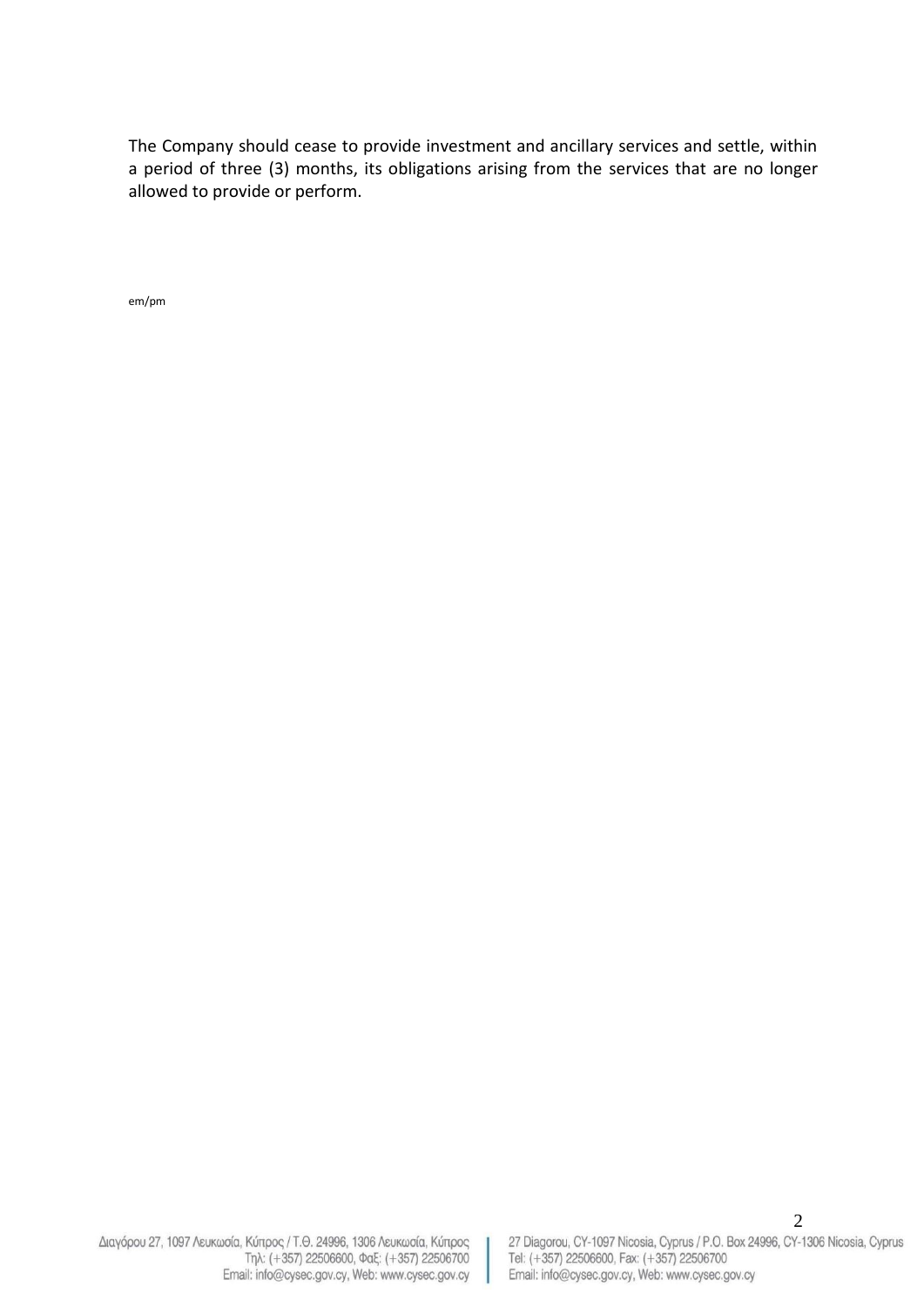The Company should cease to provide investment and ancillary services and settle, within a period of three (3) months, its obligations arising from the services that are no longer allowed to provide or perform.

em/pm